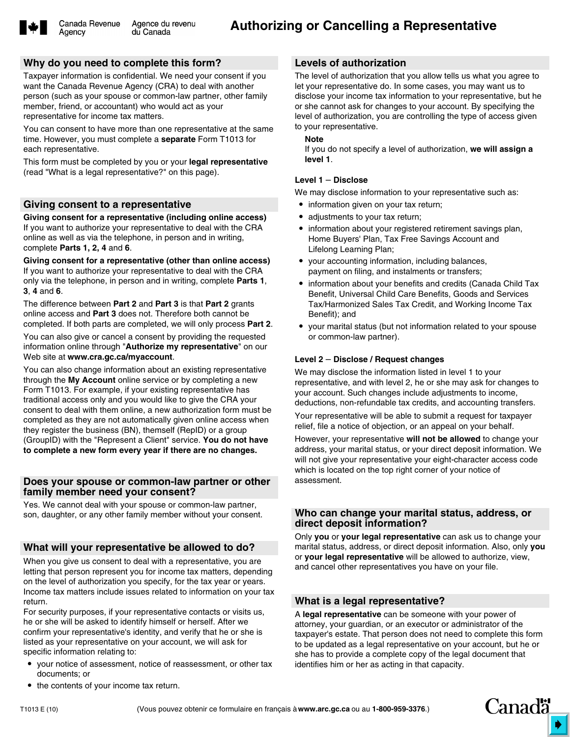# Authorizing or Cancelling a Representative

## Why do you need to complete this form?

Taxpayer information is confidential. We need your consent if you want the Canada Revenue Agency (CRA) to deal with another person (such as your spouse or common-law partner, other family member, friend, or accountant) who would act as your representative for income tax matters.

You can consent to have more than one representative at the same time. However, you must complete a **separate** Form T1013 for each representative.

This form must be completed by you or your **legal representative** (read "What is a legal representative?" on this page).

## Giving consent to a representative

**Giving consent for a representative (including online access)**
If you want to authorize your representative to deal with the CRA online as well as via the telephone, in person and in writing, complete **Parts 1, 2, 4** and **6**.

**Giving consent for a representative (other than online access)**
If you want to authorize your representative to deal with the CRA only via the telephone, in person and in writing, complete **Parts 1**, **3**, **4** and **6**.

The difference between **Part 2** and **Part 3** is that **Part 2** grants online access and **Part 3** does not. Therefore both cannot be completed. If both parts are completed, we will only process **Part 2**.

You can also give or cancel a consent by providing the requested information online through "**Authorize my representative**" on our Web site at **www.cra.gc.ca/myaccount**.

You can also change information about an existing representative through the **My Account** online service or by completing a new Form T1013. For example, if your existing representative has traditional access only and you would like to give the CRA your consent to deal with them online, a new authorization form must be completed as they are not automatically given online access when they register the business (BN), themself (RepID) or a group (GroupID) with the "Represent a Client" service. **You do not have to complete a new form every year if there are no changes.**

## Does your spouse or common-law partner or other family member need your consent?

Yes. We cannot deal with your spouse or common-law partner, son, daughter, or any other family member without your consent.

## What will your representative be allowed to do?

When you give us consent to deal with a representative, you are letting that person represent you for income tax matters, depending on the level of authorization you specify, for the tax year or years. Income tax matters include issues related to information on your tax return.

For security purposes, if your representative contacts or visits us, he or she will be asked to identify himself or herself. After we confirm your representative's identity, and verify that he or she is listed as your representative on your account, we will ask for specific information relating to:

- your notice of assessment, notice of reassessment, or other tax documents; or
- the contents of your income tax return.

## Levels of authorization

The level of authorization that you allow tells us what you agree to let your representative do. In some cases, you may want us to disclose your income tax information to your representative, but he or she cannot ask for changes to your account. By specifying the level of authorization, you are controlling the type of access given to your representative.

**Note**
If you do not specify a level of authorization, **we will assign a level 1**.

### Level 1 – Disclose

We may disclose information to your representative such as:

- information given on your tax return;
- adjustments to your tax return;
- information about your registered retirement savings plan, Home Buyers' Plan, Tax Free Savings Account and Lifelong Learning Plan;
- your accounting information, including balances, payment on filing, and instalments or transfers;
- information about your benefits and credits (Canada Child Tax Benefit, Universal Child Care Benefits, Goods and Services Tax/Harmonized Sales Tax Credit, and Working Income Tax Benefit); and
- your marital status (but not information related to your spouse or common-law partner).

### Level 2 – Disclose / Request changes

We may disclose the information listed in level 1 to your representative, and with level 2, he or she may ask for changes to your account. Such changes include adjustments to income, deductions, non-refundable tax credits, and accounting transfers.

Your representative will be able to submit a request for taxpayer relief, file a notice of objection, or an appeal on your behalf.

However, your representative **will not be allowed** to change your address, your marital status, or your direct deposit information. We will not give your representative your eight-character access code which is located on the top right corner of your notice of assessment.

## Who can change your marital status, address, or direct deposit information?

Only **you** or **your legal representative** can ask us to change your marital status, address, or direct deposit information. Also, only **you** or **your legal representative** will be allowed to authorize, view, and cancel other representatives you have on your file.

## What is a legal representative?

A **legal representative** can be someone with your power of attorney, your guardian, or an executor or administrator of the taxpayer's estate. That person does not need to complete this form to be updated as a legal representative on your account, but he or she has to provide a complete copy of the legal document that identifies him or her as acting in that capacity.

T1013 E (10)

(Vous pouvez obtenir ce formulaire en français à **www.arc.gc.ca** ou au **1-800-959-3376**.)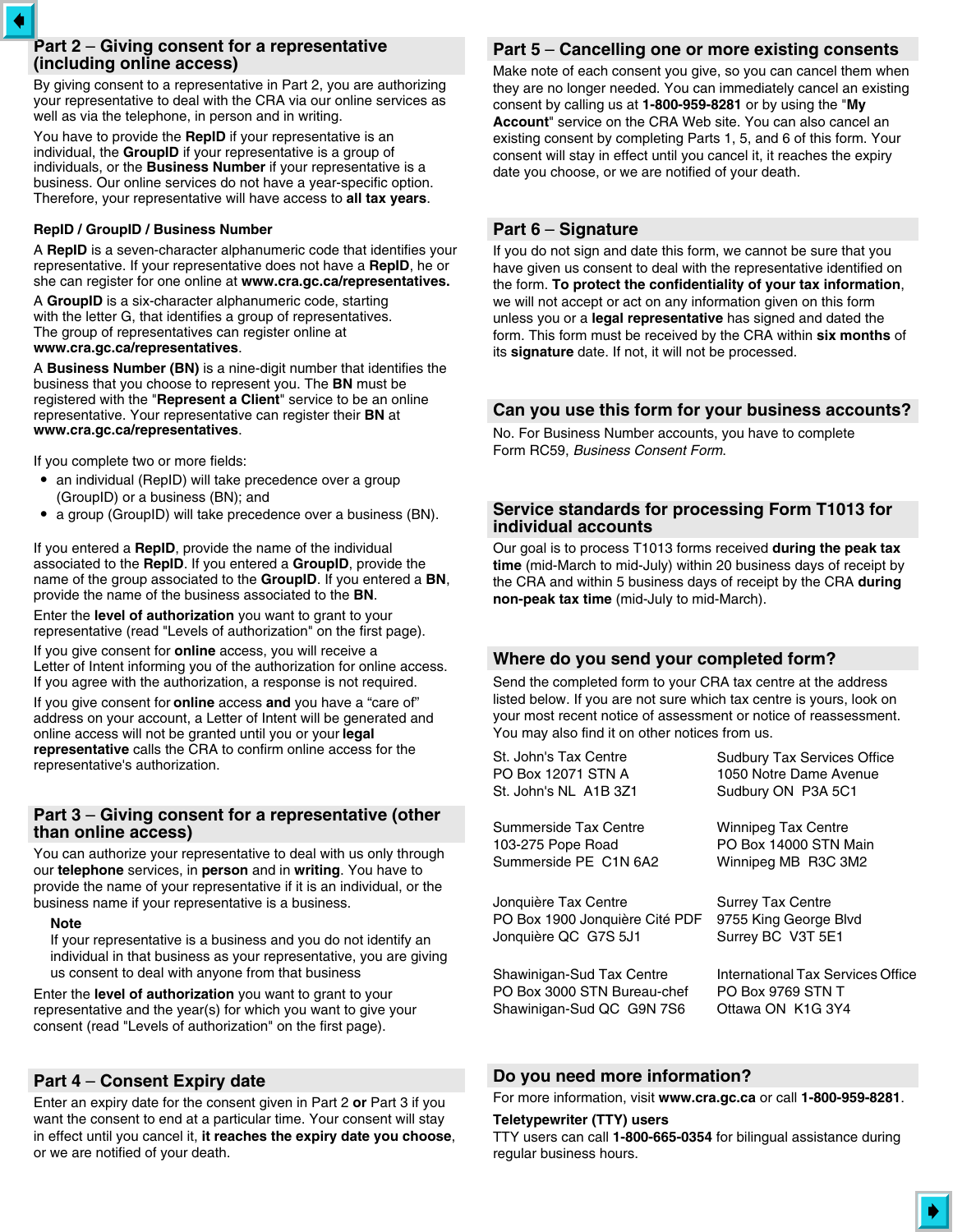## Part 2 – Giving consent for a representative (including online access)

By giving consent to a representative in Part 2, you are authorizing your representative to deal with the CRA via our online services as well as via the telephone, in person and in writing.

You have to provide the **RepID** if your representative is an individual, the **GroupID** if your representative is a group of individuals, or the **Business Number** if your representative is a business. Our online services do not have a year-specific option. Therefore, your representative will have access to **all tax years**.

### RepID / GroupID / Business Number

A **RepID** is a seven-character alphanumeric code that identifies your representative. If your representative does not have a **RepID**, he or she can register for one online at **www.cra.gc.ca/representatives.**

A **GroupID** is a six-character alphanumeric code, starting with the letter G, that identifies a group of representatives. The group of representatives can register online at **www.cra.gc.ca/representatives**.

A **Business Number (BN)** is a nine-digit number that identifies the business that you choose to represent you. The **BN** must be registered with the "**Represent a Client**" service to be an online representative. Your representative can register their **BN** at **www.cra.gc.ca/representatives**.

If you complete two or more fields:

- an individual (RepID) will take precedence over a group (GroupID) or a business (BN); and
- a group (GroupID) will take precedence over a business (BN).

If you entered a **RepID**, provide the name of the individual associated to the **RepID**. If you entered a **GroupID**, provide the name of the group associated to the **GroupID**. If you entered a **BN**, provide the name of the business associated to the **BN**.

Enter the **level of authorization** you want to grant to your representative (read "Levels of authorization" on the first page).

If you give consent for **online** access, you will receive a Letter of Intent informing you of the authorization for online access. If you agree with the authorization, a response is not required.

If you give consent for **online** access **and** you have a "care of" address on your account, a Letter of Intent will be generated and online access will not be granted until you or your **legal representative** calls the CRA to confirm online access for the representative's authorization.

## Part 3 – Giving consent for a representative (other than online access)

You can authorize your representative to deal with us only through our **telephone** services, in **person** and in **writing**. You have to provide the name of your representative if it is an individual, or the business name if your representative is a business.

**Note**
If your representative is a business and you do not identify an individual in that business as your representative, you are giving us consent to deal with anyone from that business

Enter the **level of authorization** you want to grant to your representative and the year(s) for which you want to give your consent (read "Levels of authorization" on the first page).

## Part 4 – Consent Expiry date

Enter an expiry date for the consent given in Part 2 **or** Part 3 if you want the consent to end at a particular time. Your consent will stay in effect until you cancel it, **it reaches the expiry date you choose**, or we are notified of your death.

## Part 5 – Cancelling one or more existing consents

Make note of each consent you give, so you can cancel them when they are no longer needed. You can immediately cancel an existing consent by calling us at **1-800-959-8281** or by using the "**My Account**" service on the CRA Web site. You can also cancel an existing consent by completing Parts 1, 5, and 6 of this form. Your consent will stay in effect until you cancel it, it reaches the expiry date you choose, or we are notified of your death.

## Part 6 – Signature

If you do not sign and date this form, we cannot be sure that you have given us consent to deal with the representative identified on the form. **To protect the confidentiality of your tax information**, we will not accept or act on any information given on this form unless you or a **legal representative** has signed and dated the form. This form must be received by the CRA within **six months** of its **signature** date. If not, it will not be processed.

## Can you use this form for your business accounts?

No. For Business Number accounts, you have to complete Form RC59, *Business Consent Form*.

## Service standards for processing Form T1013 for individual accounts

Our goal is to process T1013 forms received **during the peak tax time** (mid-March to mid-July) within 20 business days of receipt by the CRA and within 5 business days of receipt by the CRA **during non-peak tax time** (mid-July to mid-March).

## Where do you send your completed form?

Send the completed form to your CRA tax centre at the address listed below. If you are not sure which tax centre is yours, look on your most recent notice of assessment or notice of reassessment. You may also find it on other notices from us.

St. John's Tax Centre
PO Box 12071 STN A
St. John's NL A1B 3Z1

Summerside Tax Centre
103-275 Pope Road
Summerside PE C1N 6A2

Jonquière Tax Centre
PO Box 1900 Jonquière Cité PDF
Jonquière QC G7S 5J1

Shawinigan-Sud Tax Centre
PO Box 3000 STN Bureau-chef
Shawinigan-Sud QC G9N 7S6

Sudbury Tax Services Office
1050 Notre Dame Avenue
Sudbury ON P3A 5C1

Winnipeg Tax Centre
PO Box 14000 STN Main
Winnipeg MB R3C 3M2

Surrey Tax Centre
9755 King George Blvd
Surrey BC V3T 5E1

International Tax Services Office
PO Box 9769 STN T
Ottawa ON K1G 3Y4

## Do you need more information?

For more information, visit **www.cra.gc.ca** or call **1-800-959-8281**.

**Teletypewriter (TTY) users**
TTY users can call **1-800-665-0354** for bilingual assistance during regular business hours.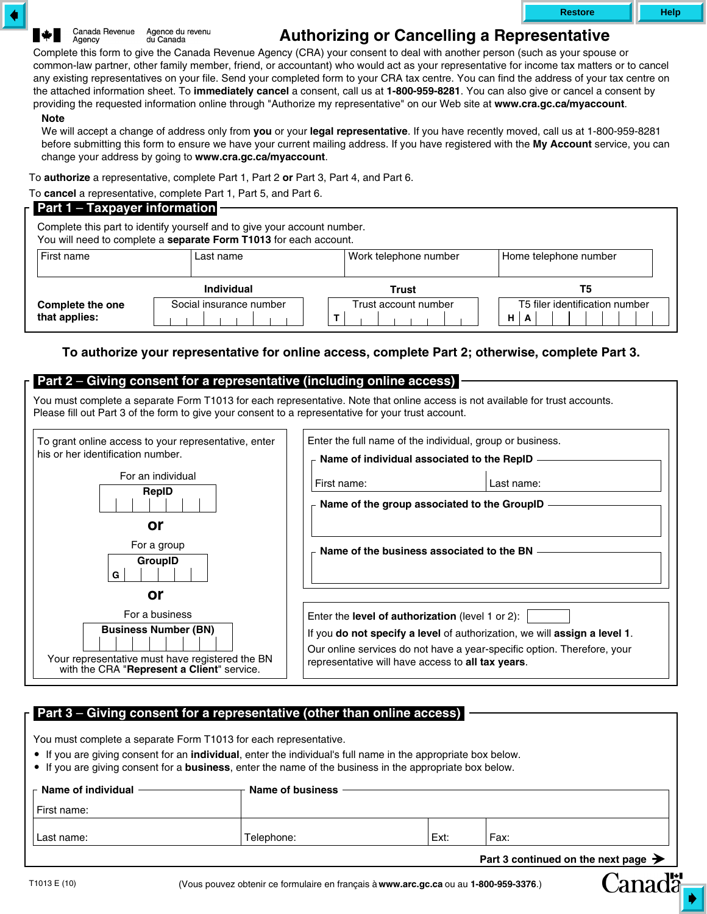Canada Revenue Agency / Agence du revenu du Canada

# Authorizing or Cancelling a Representative

Complete this form to give the Canada Revenue Agency (CRA) your consent to deal with another person (such as your spouse or common-law partner, other family member, friend, or accountant) who would act as your representative for income tax matters or to cancel any existing representatives on your file. Send your completed form to your CRA tax centre. You can find the address of your tax centre on the attached information sheet. To **immediately cancel** a consent, call us at **1-800-959-8281**. You can also give or cancel a consent by providing the requested information online through "Authorize my representative" on our Web site at **www.cra.gc.ca/myaccount**.

**Note**

We will accept a change of address only from **you** or your **legal representative**. If you have recently moved, call us at 1-800-959-8281 before submitting this form to ensure we have your current mailing address. If you have registered with the **My Account** service, you can change your address by going to **www.cra.gc.ca/myaccount**.

To **authorize** a representative, complete Part 1, Part 2 **or** Part 3, Part 4, and Part 6.

To **cancel** a representative, complete Part 1, Part 5, and Part 6.

## Part 1 – Taxpayer information

Complete this part to identify yourself and to give your account number.
You will need to complete a **separate Form T1013** for each account.

| First name | Last name | Work telephone number | Home telephone number |
|---|---|---|---|
| | | | |

**Complete the one that applies:**

| Individual | Trust | T5 |
|---|---|---|
| Social insurance number | Trust account number T | T5 filer identification number H A |

**To authorize your representative for online access, complete Part 2; otherwise, complete Part 3.**

## Part 2 – Giving consent for a representative (including online access)

You must complete a separate Form T1013 for each representative. Note that online access is not available for trust accounts.
Please fill out Part 3 of the form to give your consent to a representative for your trust account.

To grant online access to your representative, enter his or her identification number.

For an individual

**RepID**

**or**

For a group

**GroupID** G

**or**

For a business

**Business Number (BN)**

Your representative must have registered the BN with the CRA "**Represent a Client**" service.

Enter the full name of the individual, group or business.

**Name of individual associated to the RepID**

First name: Last name:

**Name of the group associated to the GroupID**

**Name of the business associated to the BN**

Enter the **level of authorization** (level 1 or 2):

If you **do not specify a level** of authorization, we will **assign a level 1**.

Our online services do not have a year-specific option. Therefore, your representative will have access to **all tax years**.

## Part 3 – Giving consent for a representative (other than online access)

You must complete a separate Form T1013 for each representative.

- If you are giving consent for an **individual**, enter the individual's full name in the appropriate box below.
- If you are giving consent for a **business**, enter the name of the business in the appropriate box below.

| Name of individual | Name of business | | |
|---|---|---|---|
| First name: | | | |
| Last name: | Telephone: | Ext: | Fax: |

**Part 3 continued on the next page** ➔

T1013 E (10)

(Vous pouvez obtenir ce formulaire en français à **www.arc.gc.ca** ou au **1-800-959-3376**.)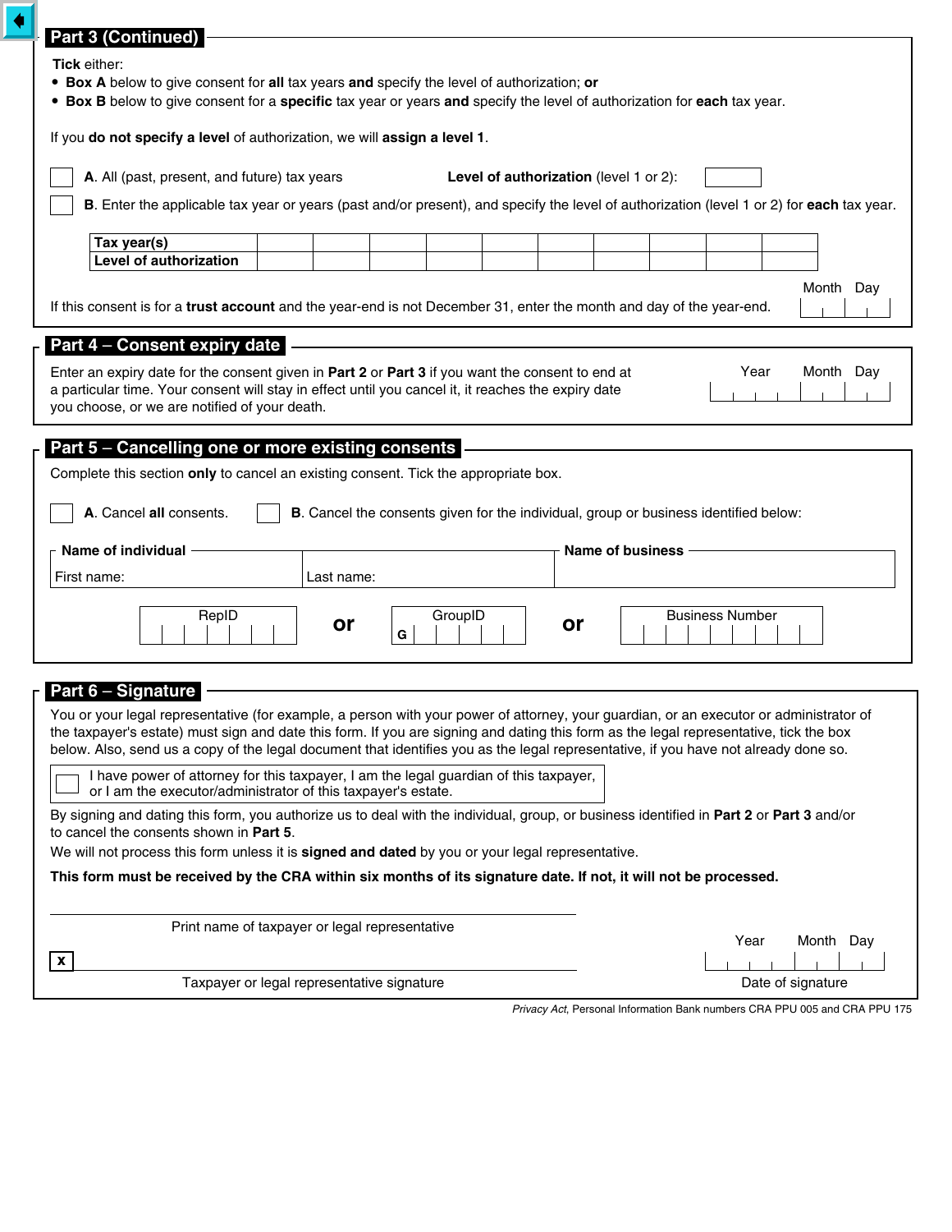## Part 3 (Continued)

**Tick** either:

- **Box A** below to give consent for **all** tax years **and** specify the level of authorization; **or**
- **Box B** below to give consent for a **specific** tax year or years **and** specify the level of authorization for **each** tax year.

If you **do not specify a level** of authorization, we will **assign a level 1**.

☐ **A**. All (past, present, and future) tax years **Level of authorization** (level 1 or 2): \_\_\_\_\_\_

☐ **B**. Enter the applicable tax year or years (past and/or present), and specify the level of authorization (level 1 or 2) for **each** tax year.

| | | | | | | | | | | |
|---|---|---|---|---|---|---|---|---|---|---|
| **Tax year(s)** | | | | | | | | | | |
| **Level of authorization** | | | | | | | | | | |

If this consent is for a **trust account** and the year-end is not December 31, enter the month and day of the year-end. Month Day

## Part 4 – Consent expiry date

Enter an expiry date for the consent given in **Part 2** or **Part 3** if you want the consent to end at a particular time. Your consent will stay in effect until you cancel it, it reaches the expiry date you choose, or we are notified of your death.

Year Month Day

## Part 5 – Cancelling one or more existing consents

Complete this section **only** to cancel an existing consent. Tick the appropriate box.

☐ **A**. Cancel **all** consents. ☐ **B**. Cancel the consents given for the individual, group or business identified below:

**Name of individual**

First name: Last name:

**Name of business**

RepID **or** GroupID G **or** Business Number

## Part 6 – Signature

You or your legal representative (for example, a person with your power of attorney, your guardian, or an executor or administrator of the taxpayer's estate) must sign and date this form. If you are signing and dating this form as the legal representative, tick the box below. Also, send us a copy of the legal document that identifies you as the legal representative, if you have not already done so.

☐ I have power of attorney for this taxpayer, I am the legal guardian of this taxpayer, or I am the executor/administrator of this taxpayer's estate.

By signing and dating this form, you authorize us to deal with the individual, group, or business identified in **Part 2** or **Part 3** and/or to cancel the consents shown in **Part 5**.

We will not process this form unless it is **signed and dated** by you or your legal representative.

**This form must be received by the CRA within six months of its signature date. If not, it will not be processed.**

Print name of taxpayer or legal representative

x Taxpayer or legal representative signature

Year Month Day

Date of signature

*Privacy Act*, Personal Information Bank numbers CRA PPU 005 and CRA PPU 175